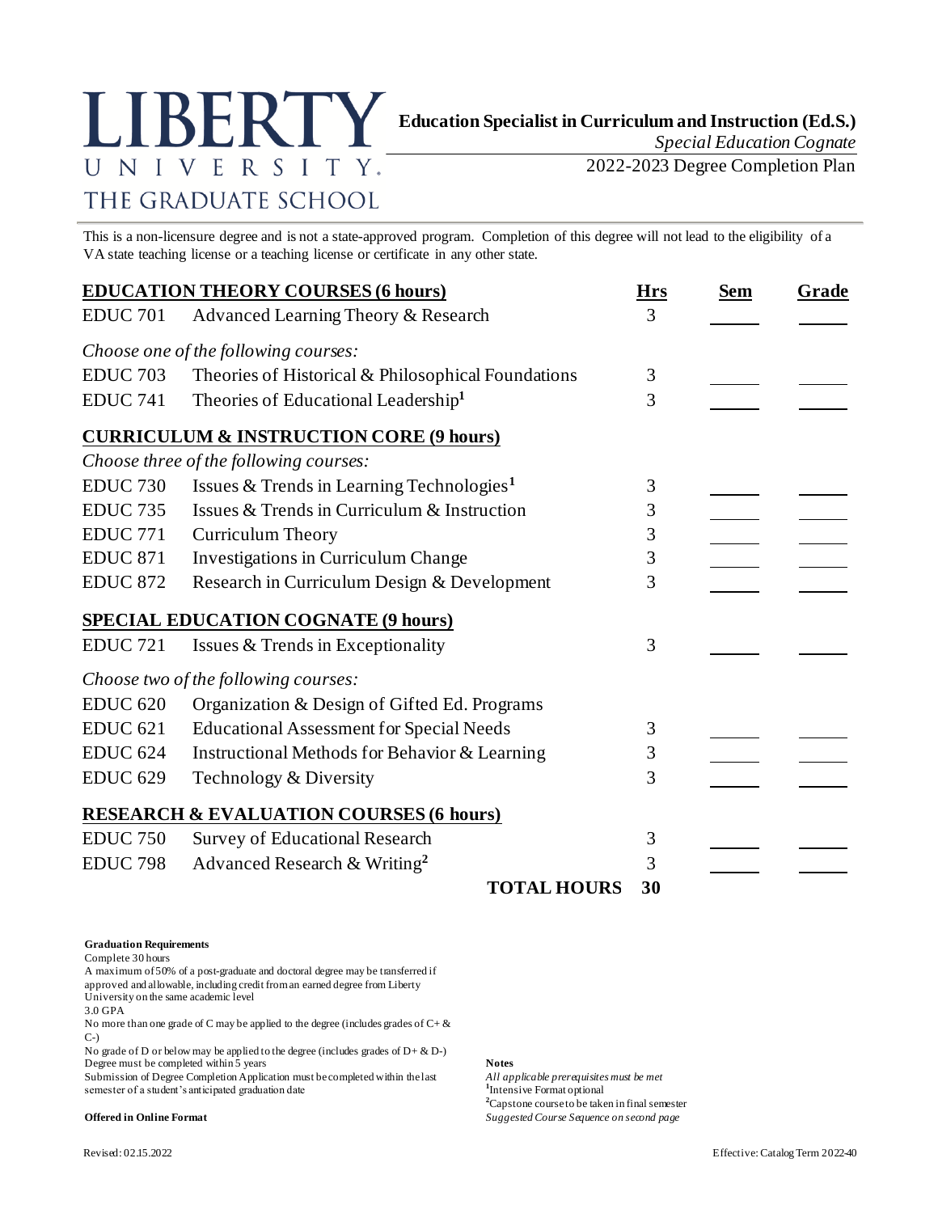# LIBERTY UNIVERSITY

## THE GRADUATE SCHOOL

**Education Specialist in Curriculum and Instruction (Ed.S.)**

*Special Education Cognate*

2022-2023 Degree Completion Plan

This is a non-licensure degree and is not a state-approved program. Completion of this degree will not lead to the eligibility of a VA state teaching license or a teaching license or certificate in any other state.

| **EDUCATION THEORY COURSES (6 hours)** | | **Hrs** | **Sem** | **Grade** |
|---|---|---|---|---|
| EDUC 701 | Advanced Learning Theory & Research | 3 | ______ | ______ |
| *Choose one of the following courses:* | | | | |
| EDUC 703 | Theories of Historical & Philosophical Foundations | 3 | ______ | ______ |
| EDUC 741 | Theories of Educational Leadership[1] | 3 | ______ | ______ |
| **CURRICULUM & INSTRUCTION CORE (9 hours)** | | | | |
| *Choose three of the following courses:* | | | | |
| EDUC 730 | Issues & Trends in Learning Technologies[1] | 3 | ______ | ______ |
| EDUC 735 | Issues & Trends in Curriculum & Instruction | 3 | ______ | ______ |
| EDUC 771 | Curriculum Theory | 3 | ______ | ______ |
| EDUC 871 | Investigations in Curriculum Change | 3 | ______ | ______ |
| EDUC 872 | Research in Curriculum Design & Development | 3 | ______ | ______ |
| **SPECIAL EDUCATION COGNATE (9 hours)** | | | | |
| EDUC 721 | Issues & Trends in Exceptionality | 3 | ______ | ______ |
| *Choose two of the following courses:* | | | | |
| EDUC 620 | Organization & Design of Gifted Ed. Programs | | | |
| EDUC 621 | Educational Assessment for Special Needs | 3 | ______ | ______ |
| EDUC 624 | Instructional Methods for Behavior & Learning | 3 | ______ | ______ |
| EDUC 629 | Technology & Diversity | 3 | ______ | ______ |
| **RESEARCH & EVALUATION COURSES (6 hours)** | | | | |
| EDUC 750 | Survey of Educational Research | 3 | ______ | ______ |
| EDUC 798 | Advanced Research & Writing[2] | 3 | ______ | ______ |
| | **TOTAL HOURS** | **30** | | |

**Graduation Requirements**

Complete 30 hours

A maximum of 50% of a post-graduate and doctoral degree may be transferred if approved and allowable, including credit from an earned degree from Liberty University on the same academic level

3.0 GPA

No more than one grade of C may be applied to the degree (includes grades of C+ & C-)

No grade of D or below may be applied to the degree (includes grades of D+ & D-)

Degree must be completed within 5 years

Submission of Degree Completion Application must be completed within the last semester of a student's anticipated graduation date

**Offered in Online Format**

**Notes**

*All applicable prerequisites must be met*

[1]Intensive Format optional

[2]Capstone course to be taken in final semester

*Suggested Course Sequence on second page*

Revised: 02.15.2022

Effective: Catalog Term 2022-40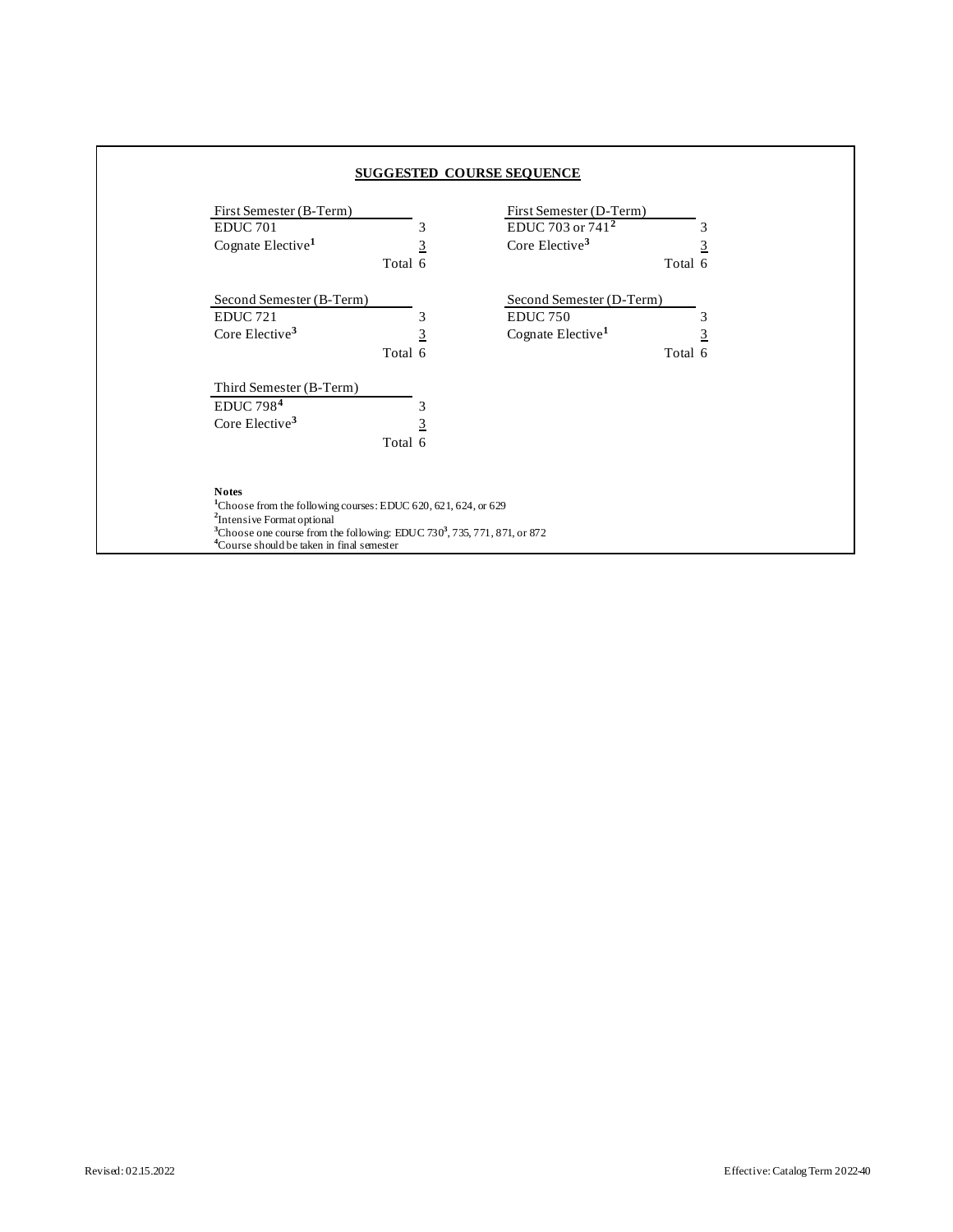## SUGGESTED COURSE SEQUENCE

| First Semester (B-Term) | |
|---|---|
| EDUC 701 | 3 |
| Cognate Elective[1] | 3 |
| Total | 6 |

| First Semester (D-Term) | |
|---|---|
| EDUC 703 or 741[2] | 3 |
| Core Elective[3] | 3 |
| Total | 6 |

| Second Semester (B-Term) | |
|---|---|
| EDUC 721 | 3 |
| Core Elective[3] | 3 |
| Total | 6 |

| Second Semester (D-Term) | |
|---|---|
| EDUC 750 | 3 |
| Cognate Elective[1] | 3 |
| Total | 6 |

| Third Semester (B-Term) | |
|---|---|
| EDUC 798[4] | 3 |
| Core Elective[3] | 3 |
| Total | 6 |

**Notes**

[1] Choose from the following courses: EDUC 620, 621, 624, or 629

[2] Intensive Format optional

[3] Choose one course from the following: EDUC 730[3], 735, 771, 871, or 872

[4] Course should be taken in final semester

Revised: 02.15.2022

Effective: Catalog Term 2022-40